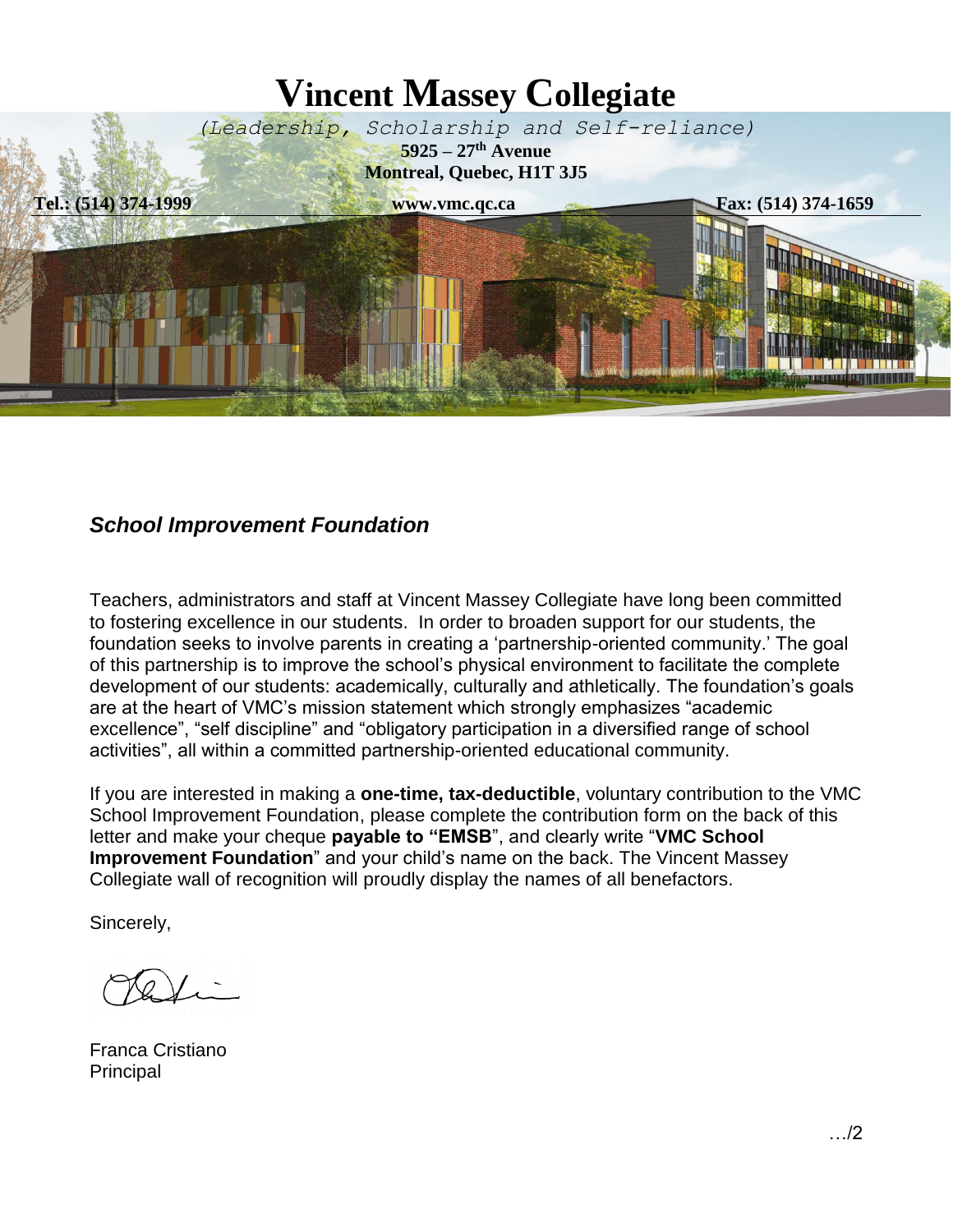# Vincent Massey Collegiate

*(Leadership, Scholarship and Self-reliance)*

**5925 – 27th Avenue**
**Montreal, Quebec, H1T 3J5**

**Tel.: (514) 374-1999** | **www.vmc.qc.ca** | **Fax: (514) 374-1659**

## *School Improvement Foundation*

Teachers, administrators and staff at Vincent Massey Collegiate have long been committed to fostering excellence in our students. In order to broaden support for our students, the foundation seeks to involve parents in creating a 'partnership-oriented community.' The goal of this partnership is to improve the school's physical environment to facilitate the complete development of our students: academically, culturally and athletically. The foundation's goals are at the heart of VMC's mission statement which strongly emphasizes "academic excellence", "self discipline" and "obligatory participation in a diversified range of school activities", all within a committed partnership-oriented educational community.

If you are interested in making a **one-time, tax-deductible**, voluntary contribution to the VMC School Improvement Foundation, please complete the contribution form on the back of this letter and make your cheque **payable to "EMSB**", and clearly write "**VMC School Improvement Foundation**" and your child's name on the back. The Vincent Massey Collegiate wall of recognition will proudly display the names of all benefactors.

Sincerely,

Franca Cristiano
Principal

…/2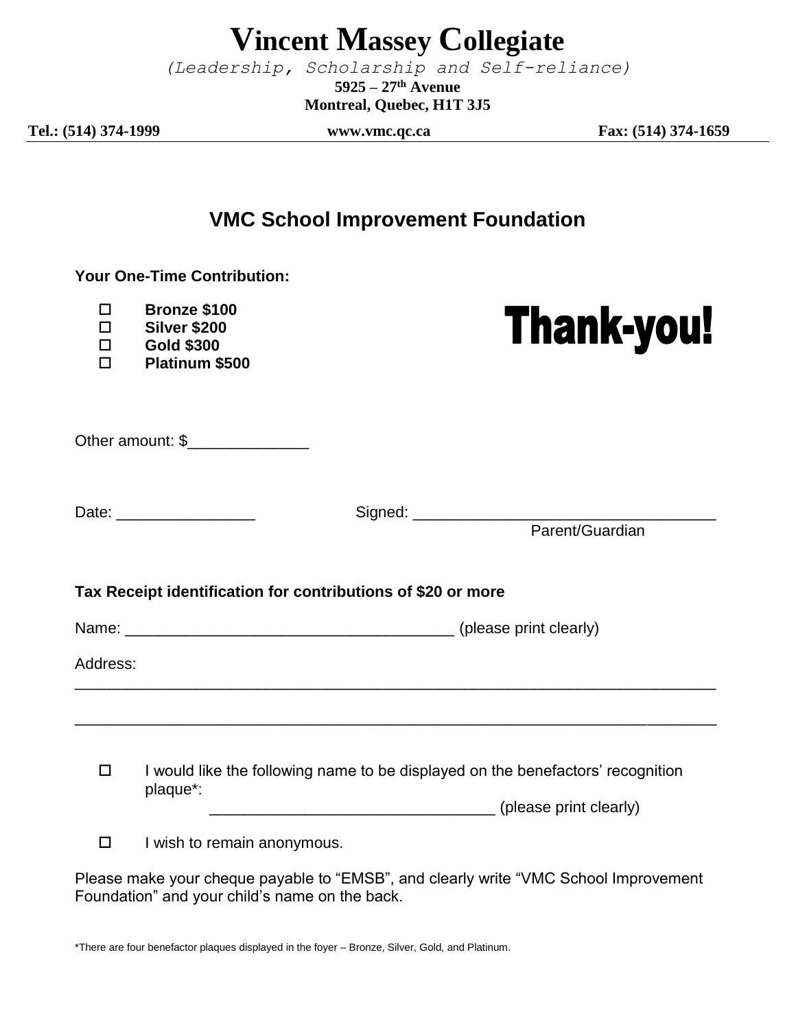# Vincent Massey Collegiate

*(Leadership, Scholarship and Self-reliance)*

**5925 – 27th Avenue**
**Montreal, Quebec, H1T 3J5**

**Tel.: (514) 374-1999** **www.vmc.qc.ca** **Fax: (514) 374-1659**

## VMC School Improvement Foundation

**Your One-Time Contribution:**

- ☐ **Bronze $100**
- ☐ **Silver $200**
- ☐ **Gold $300**
- ☐ **Platinum $500**

**Thank-you!**

Other amount: $______________

Date: ________________ Signed: ___________________________________
Parent/Guardian

**Tax Receipt identification for contributions of $20 or more**

Name: ______________________________________ (please print clearly)

Address:
___________________________________________________________________________

___________________________________________________________________________

☐ I would like the following name to be displayed on the benefactors' recognition plaque*:
________________________________ (please print clearly)

☐ I wish to remain anonymous.

Please make your cheque payable to "EMSB", and clearly write "VMC School Improvement Foundation" and your child's name on the back.

*There are four benefactor plaques displayed in the foyer – Bronze, Silver, Gold, and Platinum.